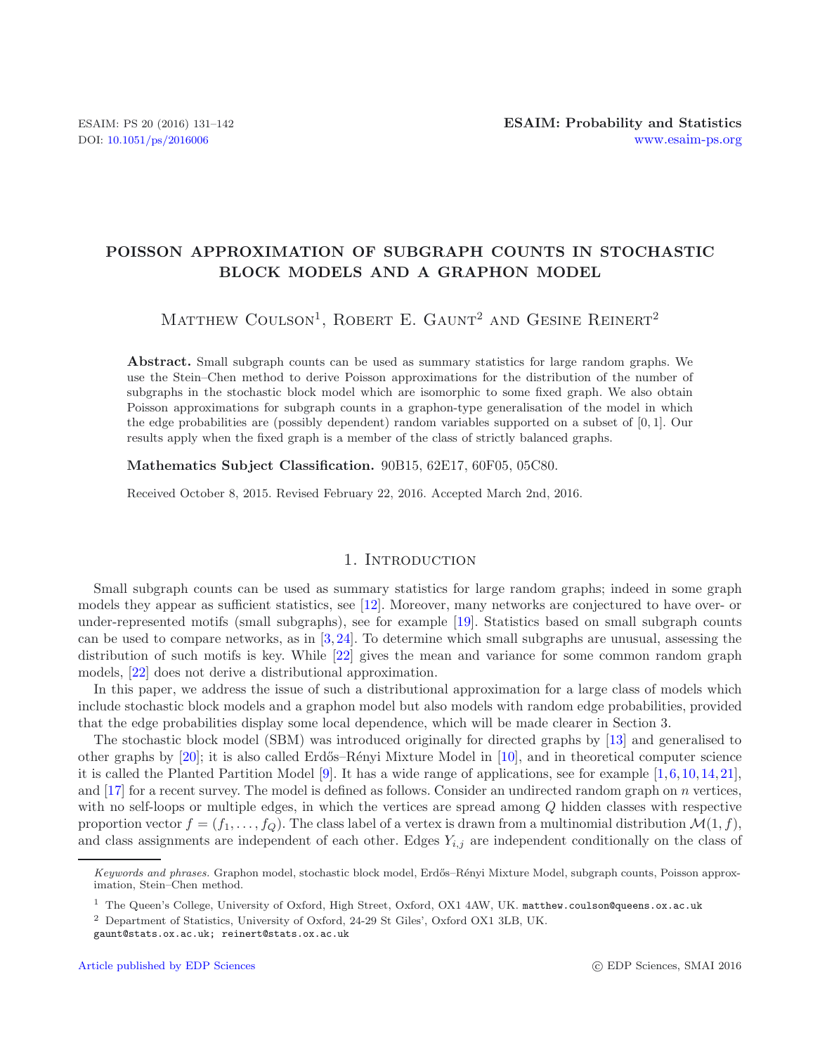# POISSON APPROXIMATION OF SUBGRAPH COUNTS IN STOCHASTIC BLOCK MODELS AND A GRAPHON MODEL

Matthew Coulson[1], Robert E. Gaunt[2] and Gesine Reinert[2]

**Abstract.** Small subgraph counts can be used as summary statistics for large random graphs. We use the Stein–Chen method to derive Poisson approximations for the distribution of the number of subgraphs in the stochastic block model which are isomorphic to some fixed graph. We also obtain Poisson approximations for subgraph counts in a graphon-type generalisation of the model in which the edge probabilities are (possibly dependent) random variables supported on a subset of $[0, 1]$. Our results apply when the fixed graph is a member of the class of strictly balanced graphs.

**Mathematics Subject Classification.** 90B15, 62E17, 60F05, 05C80.

Received October 8, 2015. Revised February 22, 2016. Accepted March 2nd, 2016.

## 1. Introduction

Small subgraph counts can be used as summary statistics for large random graphs; indeed in some graph models they appear as sufficient statistics, see [12]. Moreover, many networks are conjectured to have over- or under-represented motifs (small subgraphs), see for example [19]. Statistics based on small subgraph counts can be used to compare networks, as in [3,24]. To determine which small subgraphs are unusual, assessing the distribution of such motifs is key. While [22] gives the mean and variance for some common random graph models, [22] does not derive a distributional approximation.

In this paper, we address the issue of such a distributional approximation for a large class of models which include stochastic block models and a graphon model but also models with random edge probabilities, provided that the edge probabilities display some local dependence, which will be made clearer in Section 3.

The stochastic block model (SBM) was introduced originally for directed graphs by [13] and generalised to other graphs by [20]; it is also called Erdős–Rényi Mixture Model in [10], and in theoretical computer science it is called the Planted Partition Model [9]. It has a wide range of applications, see for example [1,6,10,14,21], and [17] for a recent survey. The model is defined as follows. Consider an undirected random graph on $n$ vertices, with no self-loops or multiple edges, in which the vertices are spread among $Q$ hidden classes with respective proportion vector $f = (f_1, \ldots, f_Q)$. The class label of a vertex is drawn from a multinomial distribution $\mathcal{M}(1, f)$, and class assignments are independent of each other. Edges $Y_{i,j}$ are independent conditionally on the class of

---

*Keywords and phrases.* Graphon model, stochastic block model, Erdős–Rényi Mixture Model, subgraph counts, Poisson approximation, Stein–Chen method.

[1] The Queen's College, University of Oxford, High Street, Oxford, OX1 4AW, UK. matthew.coulson@queens.ox.ac.uk

[2] Department of Statistics, University of Oxford, 24-29 St Giles', Oxford OX1 3LB, UK. gaunt@stats.ox.ac.uk; reinert@stats.ox.ac.uk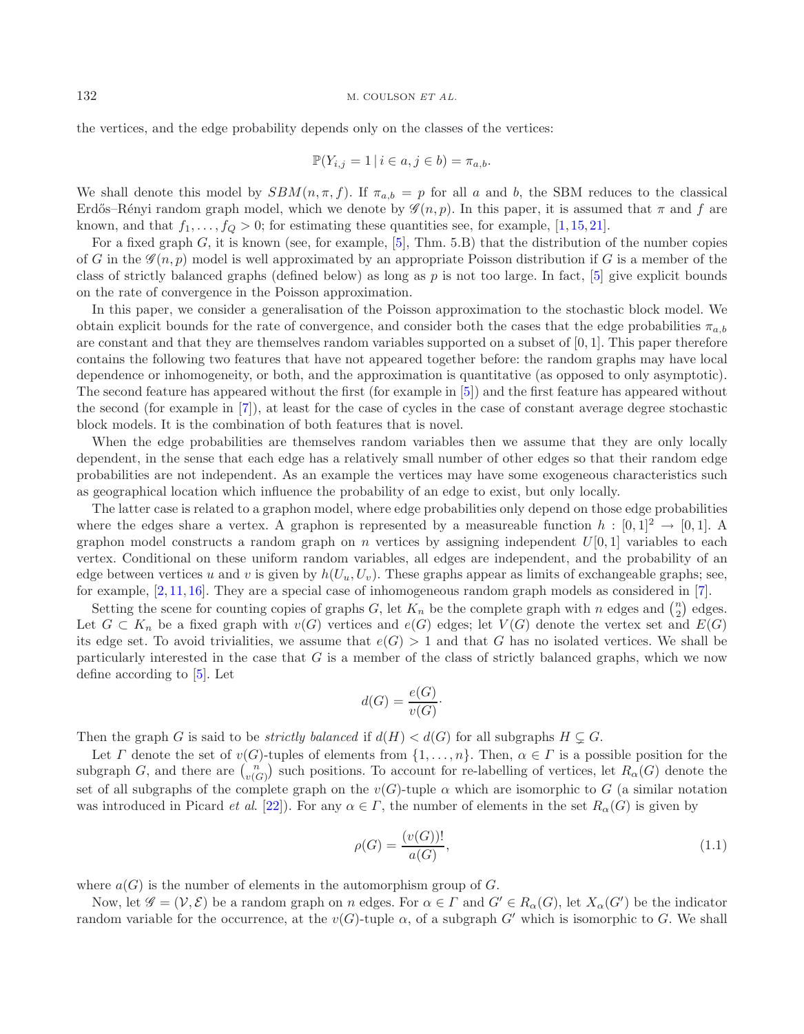the vertices, and the edge probability depends only on the classes of the vertices:

$$\mathbb{P}(Y_{i,j} = 1 \mid i \in a, j \in b) = \pi_{a,b}.$$

We shall denote this model by $SBM(n, \pi, f)$. If $\pi_{a,b} = p$ for all $a$ and $b$, the SBM reduces to the classical Erdős–Rényi random graph model, which we denote by $\mathscr{G}(n,p)$. In this paper, it is assumed that $\pi$ and $f$ are known, and that $f_1, \ldots, f_Q > 0$; for estimating these quantities see, for example, [1, 15, 21].

For a fixed graph $G$, it is known (see, for example, [5], Thm. 5.B) that the distribution of the number copies of $G$ in the $\mathscr{G}(n,p)$ model is well approximated by an appropriate Poisson distribution if $G$ is a member of the class of strictly balanced graphs (defined below) as long as $p$ is not too large. In fact, [5] give explicit bounds on the rate of convergence in the Poisson approximation.

In this paper, we consider a generalisation of the Poisson approximation to the stochastic block model. We obtain explicit bounds for the rate of convergence, and consider both the cases that the edge probabilities $\pi_{a,b}$ are constant and that they are themselves random variables supported on a subset of $[0,1]$. This paper therefore contains the following two features that have not appeared together before: the random graphs may have local dependence or inhomogeneity, or both, and the approximation is quantitative (as opposed to only asymptotic). The second feature has appeared without the first (for example in [5]) and the first feature has appeared without the second (for example in [7]), at least for the case of cycles in the case of constant average degree stochastic block models. It is the combination of both features that is novel.

When the edge probabilities are themselves random variables then we assume that they are only locally dependent, in the sense that each edge has a relatively small number of other edges so that their random edge probabilities are not independent. As an example the vertices may have some exogeneous characteristics such as geographical location which influence the probability of an edge to exist, but only locally.

The latter case is related to a graphon model, where edge probabilities only depend on those edge probabilities where the edges share a vertex. A graphon is represented by a measureable function $h : [0,1]^2 \to [0,1]$. A graphon model constructs a random graph on $n$ vertices by assigning independent $U[0,1]$ variables to each vertex. Conditional on these uniform random variables, all edges are independent, and the probability of an edge between vertices $u$ and $v$ is given by $h(U_u, U_v)$. These graphs appear as limits of exchangeable graphs; see, for example, [2, 11, 16]. They are a special case of inhomogeneous random graph models as considered in [7].

Setting the scene for counting copies of graphs $G$, let $K_n$ be the complete graph with $n$ edges and $\binom{n}{2}$ edges. Let $G \subset K_n$ be a fixed graph with $v(G)$ vertices and $e(G)$ edges; let $V(G)$ denote the vertex set and $E(G)$ its edge set. To avoid trivialities, we assume that $e(G) > 1$ and that $G$ has no isolated vertices. We shall be particularly interested in the case that $G$ is a member of the class of strictly balanced graphs, which we now define according to [5]. Let

$$d(G) = \frac{e(G)}{v(G)} \cdot$$

Then the graph $G$ is said to be *strictly balanced* if $d(H) < d(G)$ for all subgraphs $H \subsetneq G$.

Let $\Gamma$ denote the set of $v(G)$-tuples of elements from $\{1, \ldots, n\}$. Then, $\alpha \in \Gamma$ is a possible position for the subgraph $G$, and there are $\binom{n}{v(G)}$ such positions. To account for re-labelling of vertices, let $R_\alpha(G)$ denote the set of all subgraphs of the complete graph on the $v(G)$-tuple $\alpha$ which are isomorphic to $G$ (a similar notation was introduced in Picard *et al.* [22]). For any $\alpha \in \Gamma$, the number of elements in the set $R_\alpha(G)$ is given by

$$\rho(G) = \frac{(v(G))!}{a(G)}, \tag{1.1}$$

where $a(G)$ is the number of elements in the automorphism group of $G$.

Now, let $\mathscr{G} = (\mathcal{V}, \mathcal{E})$ be a random graph on $n$ edges. For $\alpha \in \Gamma$ and $G' \in R_\alpha(G)$, let $X_\alpha(G')$ be the indicator random variable for the occurrence, at the $v(G)$-tuple $\alpha$, of a subgraph $G'$ which is isomorphic to $G$. We shall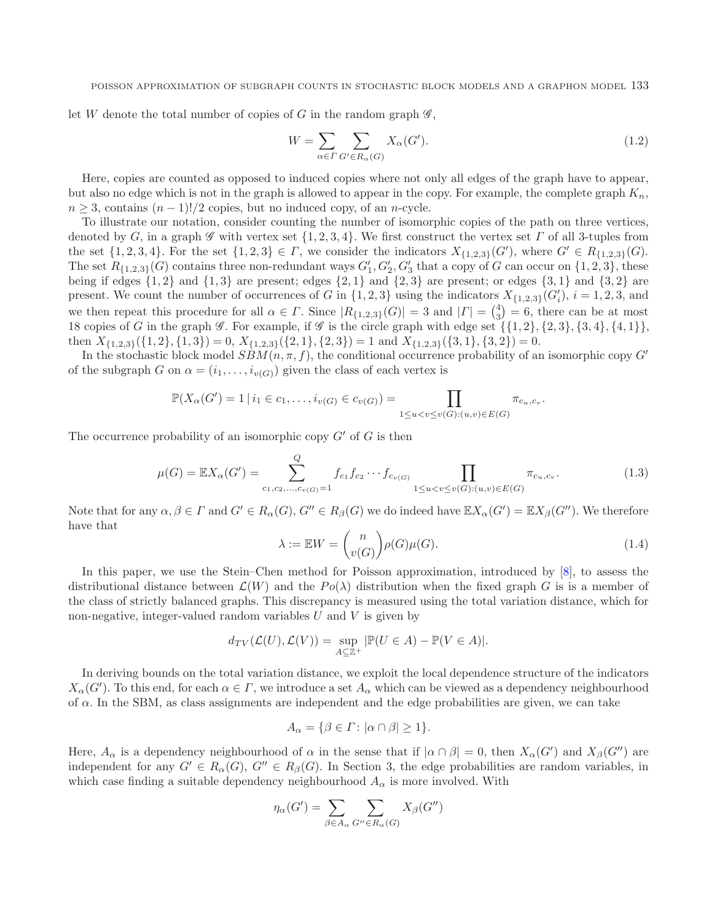let $W$ denote the total number of copies of $G$ in the random graph $\mathscr{G}$,

$$W = \sum_{\alpha \in \Gamma} \sum_{G' \in R_\alpha(G)} X_\alpha(G'). \tag{1.2}$$

Here, copies are counted as opposed to induced copies where not only all edges of the graph have to appear, but also no edge which is not in the graph is allowed to appear in the copy. For example, the complete graph $K_n$, $n \geq 3$, contains $(n-1)!/2$ copies, but no induced copy, of an $n$-cycle.

To illustrate our notation, consider counting the number of isomorphic copies of the path on three vertices, denoted by $G$, in a graph $\mathscr{G}$ with vertex set $\{1,2,3,4\}$. We first construct the vertex set $\Gamma$ of all 3-tuples from the set $\{1,2,3,4\}$. For the set $\{1,2,3\} \in \Gamma$, we consider the indicators $X_{\{1,2,3\}}(G')$, where $G' \in R_{\{1,2,3\}}(G)$. The set $R_{\{1,2,3\}}(G)$ contains three non-redundant ways $G'_1, G'_2, G'_3$ that a copy of $G$ can occur on $\{1,2,3\}$, these being if edges $\{1,2\}$ and $\{1,3\}$ are present; edges $\{2,1\}$ and $\{2,3\}$ are present; or edges $\{3,1\}$ and $\{3,2\}$ are present. We count the number of occurrences of $G$ in $\{1,2,3\}$ using the indicators $X_{\{1,2,3\}}(G'_i)$, $i = 1,2,3$, and we then repeat this procedure for all $\alpha \in \Gamma$. Since $|R_{\{1,2,3\}}(G)| = 3$ and $|\Gamma| = \binom{4}{3} = 6$, there can be at most 18 copies of $G$ in the graph $\mathscr{G}$. For example, if $\mathscr{G}$ is the circle graph with edge set $\{\{1,2\},\{2,3\},\{3,4\},\{4,1\}\}$, then $X_{\{1,2,3\}}(\{1,2\},\{1,3\}) = 0$, $X_{\{1,2,3\}}(\{2,1\},\{2,3\}) = 1$ and $X_{\{1,2,3\}}(\{3,1\},\{3,2\}) = 0$.

In the stochastic block model $SBM(n,\pi,f)$, the conditional occurrence probability of an isomorphic copy $G'$ of the subgraph $G$ on $\alpha = (i_1, \ldots, i_{v(G)})$ given the class of each vertex is

$$\mathbb{P}(X_\alpha(G') = 1 \,|\, i_1 \in c_1, \ldots, i_{v(G)} \in c_{v(G)}) = \prod_{1 \leq u < v \leq v(G) : (u,v) \in E(G)} \pi_{c_u, c_v}.$$

The occurrence probability of an isomorphic copy $G'$ of $G$ is then

$$\mu(G) = \mathbb{E}X_\alpha(G') = \sum_{c_1, c_2, \ldots, c_{v(G)} = 1}^{Q} f_{c_1} f_{c_2} \cdots f_{c_{v(G)}} \prod_{1 \leq u < v \leq v(G) : (u,v) \in E(G)} \pi_{c_u, c_v}. \tag{1.3}$$

Note that for any $\alpha, \beta \in \Gamma$ and $G' \in R_\alpha(G)$, $G'' \in R_\beta(G)$ we do indeed have $\mathbb{E}X_\alpha(G') = \mathbb{E}X_\beta(G'')$. We therefore have that

$$\lambda := \mathbb{E}W = \binom{n}{v(G)} \rho(G) \mu(G). \tag{1.4}$$

In this paper, we use the Stein–Chen method for Poisson approximation, introduced by [8], to assess the distributional distance between $\mathcal{L}(W)$ and the $Po(\lambda)$ distribution when the fixed graph $G$ is is a member of the class of strictly balanced graphs. This discrepancy is measured using the total variation distance, which for non-negative, integer-valued random variables $U$ and $V$ is given by

$$d_{TV}(\mathcal{L}(U), \mathcal{L}(V)) = \sup_{A \subseteq \mathbb{Z}^+} |\mathbb{P}(U \in A) - \mathbb{P}(V \in A)|.$$

In deriving bounds on the total variation distance, we exploit the local dependence structure of the indicators $X_\alpha(G')$. To this end, for each $\alpha \in \Gamma$, we introduce a set $A_\alpha$ which can be viewed as a dependency neighbourhood of $\alpha$. In the SBM, as class assignments are independent and the edge probabilities are given, we can take

$$A_\alpha = \{\beta \in \Gamma : |\alpha \cap \beta| \geq 1\}.$$

Here, $A_\alpha$ is a dependency neighbourhood of $\alpha$ in the sense that if $|\alpha \cap \beta| = 0$, then $X_\alpha(G')$ and $X_\beta(G'')$ are independent for any $G' \in R_\alpha(G)$, $G'' \in R_\beta(G)$. In Section 3, the edge probabilities are random variables, in which case finding a suitable dependency neighbourhood $A_\alpha$ is more involved. With

$$\eta_\alpha(G') = \sum_{\beta \in A_\alpha} \sum_{G'' \in R_\alpha(G)} X_\beta(G'')$$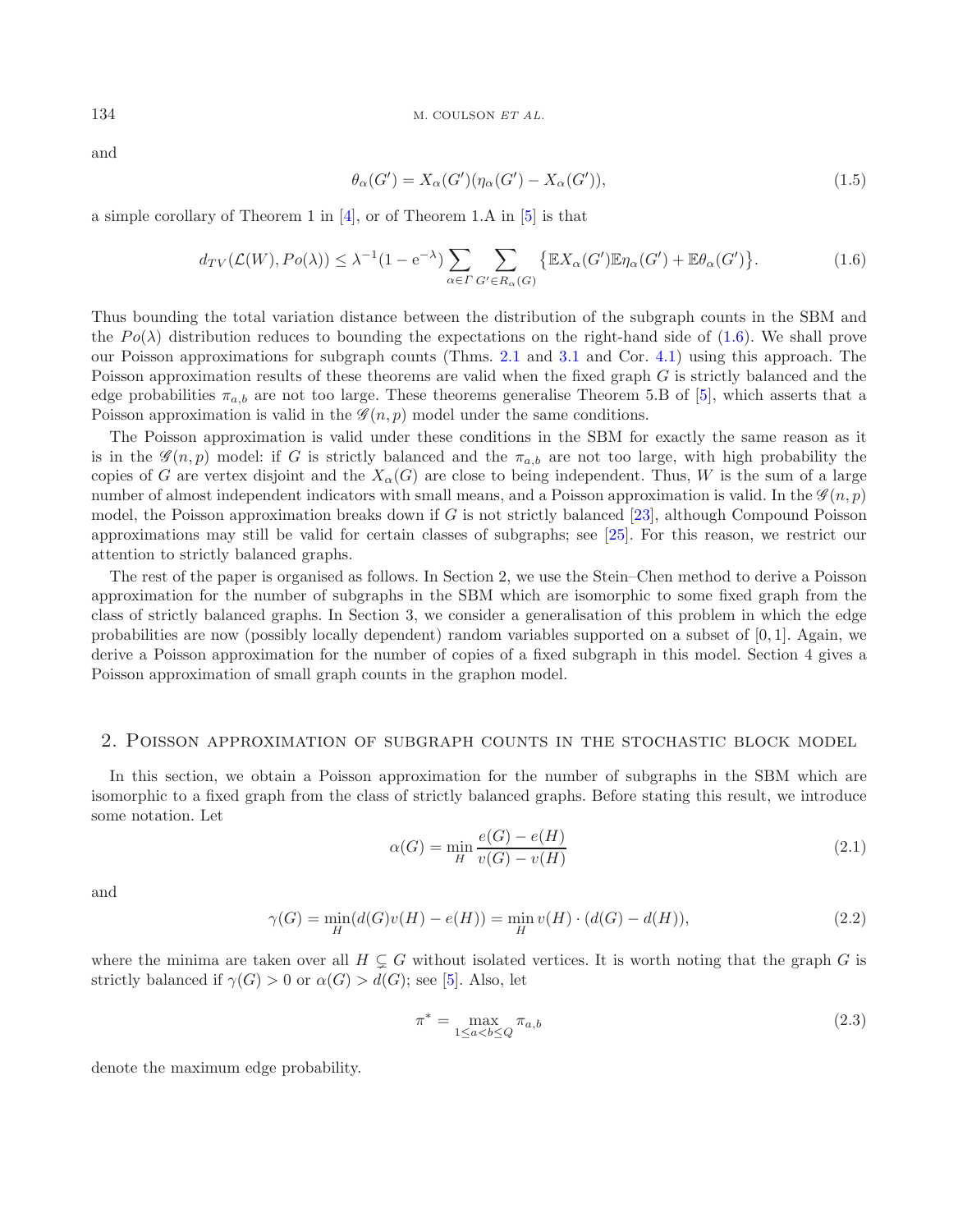and

$$\theta_\alpha(G') = X_\alpha(G')(\eta_\alpha(G') - X_\alpha(G')), \tag{1.5}$$

a simple corollary of Theorem 1 in [4], or of Theorem 1.A in [5] is that

$$d_{TV}(\mathcal{L}(W), Po(\lambda)) \leq \lambda^{-1}(1 - \mathrm{e}^{-\lambda}) \sum_{\alpha \in \Gamma} \sum_{G' \in R_\alpha(G)} \left\{ \mathbb{E}X_\alpha(G')\mathbb{E}\eta_\alpha(G') + \mathbb{E}\theta_\alpha(G') \right\}. \tag{1.6}$$

Thus bounding the total variation distance between the distribution of the subgraph counts in the SBM and the $Po(\lambda)$ distribution reduces to bounding the expectations on the right-hand side of (1.6). We shall prove our Poisson approximations for subgraph counts (Thms. 2.1 and 3.1 and Cor. 4.1) using this approach. The Poisson approximation results of these theorems are valid when the fixed graph $G$ is strictly balanced and the edge probabilities $\pi_{a,b}$ are not too large. These theorems generalise Theorem 5.B of [5], which asserts that a Poisson approximation is valid in the $\mathscr{G}(n, p)$ model under the same conditions.

The Poisson approximation is valid under these conditions in the SBM for exactly the same reason as it is in the $\mathscr{G}(n, p)$ model: if $G$ is strictly balanced and the $\pi_{a,b}$ are not too large, with high probability the copies of $G$ are vertex disjoint and the $X_\alpha(G)$ are close to being independent. Thus, $W$ is the sum of a large number of almost independent indicators with small means, and a Poisson approximation is valid. In the $\mathscr{G}(n, p)$ model, the Poisson approximation breaks down if $G$ is not strictly balanced [23], although Compound Poisson approximations may still be valid for certain classes of subgraphs; see [25]. For this reason, we restrict our attention to strictly balanced graphs.

The rest of the paper is organised as follows. In Section 2, we use the Stein–Chen method to derive a Poisson approximation for the number of subgraphs in the SBM which are isomorphic to some fixed graph from the class of strictly balanced graphs. In Section 3, we consider a generalisation of this problem in which the edge probabilities are now (possibly locally dependent) random variables supported on a subset of $[0, 1]$. Again, we derive a Poisson approximation for the number of copies of a fixed subgraph in this model. Section 4 gives a Poisson approximation of small graph counts in the graphon model.

## 2. Poisson approximation of subgraph counts in the stochastic block model

In this section, we obtain a Poisson approximation for the number of subgraphs in the SBM which are isomorphic to a fixed graph from the class of strictly balanced graphs. Before stating this result, we introduce some notation. Let

$$\alpha(G) = \min_H \frac{e(G) - e(H)}{v(G) - v(H)} \tag{2.1}$$

and

$$\gamma(G) = \min_H (d(G)v(H) - e(H)) = \min_H v(H) \cdot (d(G) - d(H)), \tag{2.2}$$

where the minima are taken over all $H \subsetneq G$ without isolated vertices. It is worth noting that the graph $G$ is strictly balanced if $\gamma(G) > 0$ or $\alpha(G) > d(G)$; see [5]. Also, let

$$\pi^* = \max_{1 \leq a < b \leq Q} \pi_{a,b} \tag{2.3}$$

denote the maximum edge probability.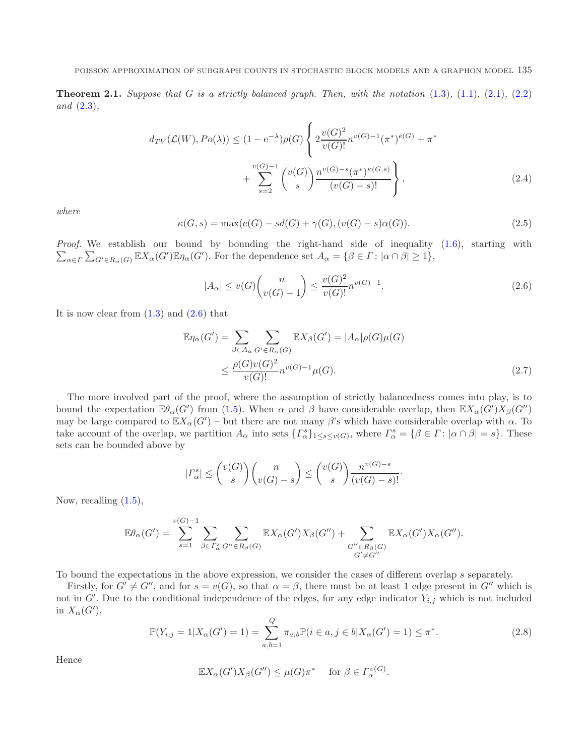**Theorem 2.1.** *Suppose that $G$ is a strictly balanced graph. Then, with the notation* (1.3), (1.1), (2.1), (2.2) *and* (2.3),

$$d_{TV}(\mathcal{L}(W), Po(\lambda)) \leq (1 - \mathrm{e}^{-\lambda})\rho(G) \left\{ 2\frac{v(G)^2}{v(G)!} n^{v(G)-1} (\pi^*)^{e(G)} + \pi^* + \sum_{s=2}^{v(G)-1} \binom{v(G)}{s} \frac{n^{v(G)-s}(\pi^*)^{\kappa(G,s)}}{(v(G)-s)!} \right\}, \tag{2.4}$$

*where*

$$\kappa(G, s) = \max(e(G) - sd(G) + \gamma(G), (v(G) - s)\alpha(G)). \tag{2.5}$$

*Proof.* We establish our bound by bounding the right-hand side of inequality (1.6), starting with $\sum_{\alpha \in \Gamma} \sum_{G' \in R_\alpha(G)} \mathbb{E}X_\alpha(G')\mathbb{E}\eta_\alpha(G')$. For the dependence set $A_\alpha = \{\beta \in \Gamma\colon |\alpha \cap \beta| \geq 1\}$,

$$|A_\alpha| \leq v(G)\binom{n}{v(G)-1} \leq \frac{v(G)^2}{v(G)!} n^{v(G)-1}. \tag{2.6}$$

It is now clear from (1.3) and (2.6) that

$$\begin{aligned} \mathbb{E}\eta_\alpha(G') &= \sum_{\beta \in A_\alpha} \sum_{G' \in R_\alpha(G)} \mathbb{E}X_\beta(G') = |A_\alpha| \rho(G)\mu(G) \\ &\leq \frac{\rho(G)v(G)^2}{v(G)!} n^{v(G)-1}\mu(G). \end{aligned} \tag{2.7}$$

The more involved part of the proof, where the assumption of strictly balancedness comes into play, is to bound the expectation $\mathbb{E}\theta_\alpha(G')$ from (1.5). When $\alpha$ and $\beta$ have considerable overlap, then $\mathbb{E}X_\alpha(G')X_\beta(G'')$ may be large compared to $\mathbb{E}X_\alpha(G')$ – but there are not many $\beta$'s which have considerable overlap with $\alpha$. To take account of the overlap, we partition $A_\alpha$ into sets $\{\Gamma_\alpha^s\}_{1 \leq s \leq v(G)}$, where $\Gamma_\alpha^s = \{\beta \in \Gamma\colon |\alpha \cap \beta| = s\}$. These sets can be bounded above by

$$|\Gamma_\alpha^s| \leq \binom{v(G)}{s}\binom{n}{v(G)-s} \leq \binom{v(G)}{s}\frac{n^{v(G)-s}}{(v(G)-s)!}.$$

Now, recalling (1.5),

$$\mathbb{E}\theta_\alpha(G') = \sum_{s=1}^{v(G)-1} \sum_{\beta \in \Gamma_\alpha^s} \sum_{G'' \in R_\beta(G)} \mathbb{E}X_\alpha(G')X_\beta(G'') + \sum_{\substack{G'' \in R_\beta(G) \\ G' \neq G''}} \mathbb{E}X_\alpha(G')X_\alpha(G'').$$

To bound the expectations in the above expression, we consider the cases of different overlap $s$ separately.

Firstly, for $G' \neq G''$, and for $s = v(G)$, so that $\alpha = \beta$, there must be at least 1 edge present in $G''$ which is not in $G'$. Due to the conditional independence of the edges, for any edge indicator $Y_{i,j}$ which is not included in $X_\alpha(G')$,

$$\mathbb{P}(Y_{i,j} = 1 | X_\alpha(G') = 1) = \sum_{a,b=1}^{Q} \pi_{a,b}\mathbb{P}(i \in a, j \in b | X_\alpha(G') = 1) \leq \pi^*. \tag{2.8}$$

Hence

$$\mathbb{E}X_\alpha(G')X_\beta(G'') \leq \mu(G)\pi^* \quad \text{for } \beta \in \Gamma_\alpha^{v(G)}.$$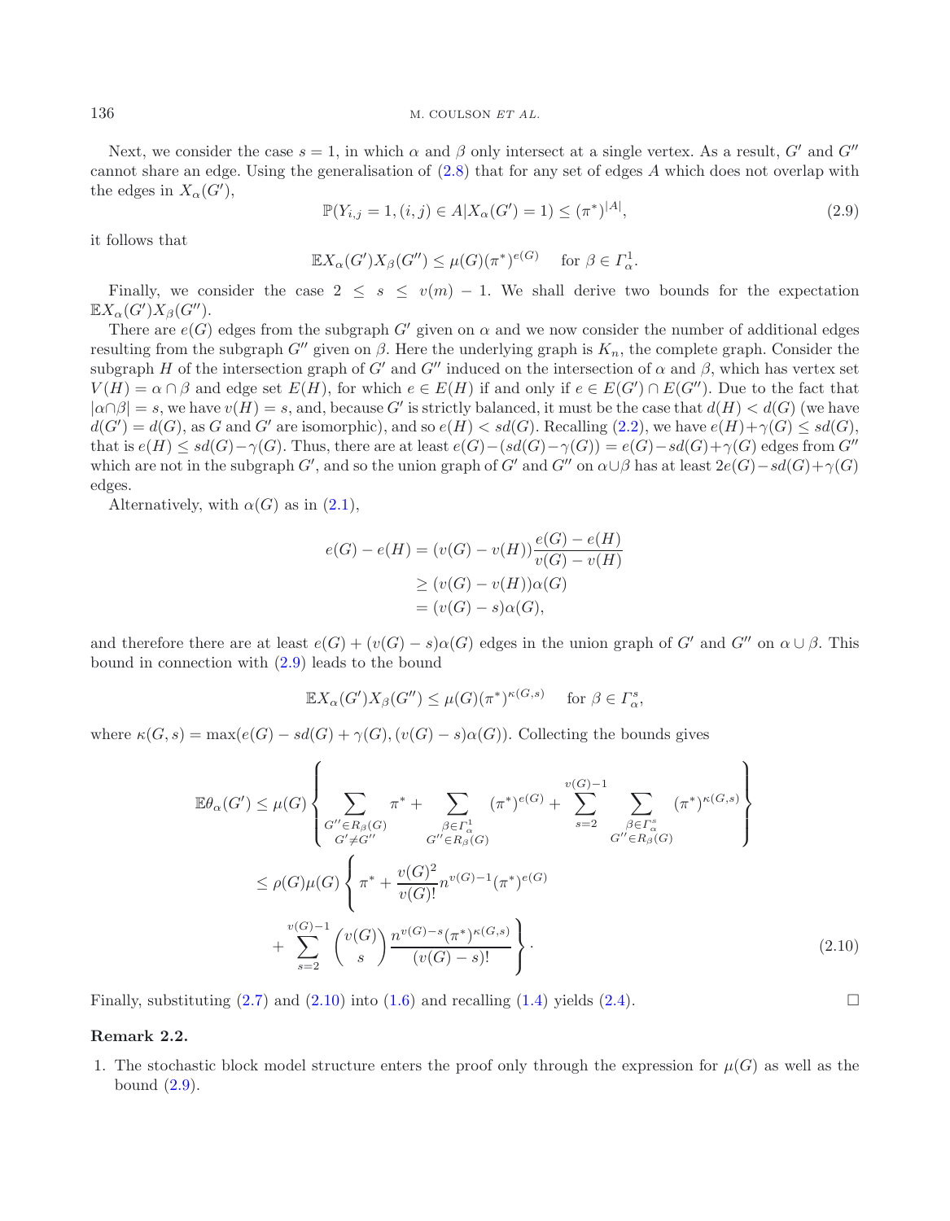Next, we consider the case $s = 1$, in which $\alpha$ and $\beta$ only intersect at a single vertex. As a result, $G'$ and $G''$ cannot share an edge. Using the generalisation of (2.8) that for any set of edges $A$ which does not overlap with the edges in $X_\alpha(G')$,

$$\mathbb{P}(Y_{i,j} = 1, (i,j) \in A | X_\alpha(G') = 1) \leq (\pi^*)^{|A|}, \tag{2.9}$$

it follows that

$$\mathbb{E}X_\alpha(G')X_\beta(G'') \leq \mu(G)(\pi^*)^{e(G)} \quad \text{ for } \beta \in \Gamma_\alpha^1.$$

Finally, we consider the case $2 \leq s \leq v(m) - 1$. We shall derive two bounds for the expectation $\mathbb{E}X_\alpha(G')X_\beta(G'')$.

There are $e(G)$ edges from the subgraph $G'$ given on $\alpha$ and we now consider the number of additional edges resulting from the subgraph $G''$ given on $\beta$. Here the underlying graph is $K_n$, the complete graph. Consider the subgraph $H$ of the intersection graph of $G'$ and $G''$ induced on the intersection of $\alpha$ and $\beta$, which has vertex set $V(H) = \alpha \cap \beta$ and edge set $E(H)$, for which $e \in E(H)$ if and only if $e \in E(G') \cap E(G'')$. Due to the fact that $|\alpha \cap \beta| = s$, we have $v(H) = s$, and, because $G'$ is strictly balanced, it must be the case that $d(H) < d(G)$ (we have $d(G') = d(G)$, as $G$ and $G'$ are isomorphic), and so $e(H) < sd(G)$. Recalling (2.2), we have $e(H) + \gamma(G) \leq sd(G)$, that is $e(H) \leq sd(G) - \gamma(G)$. Thus, there are at least $e(G) - (sd(G) - \gamma(G)) = e(G) - sd(G) + \gamma(G)$ edges from $G''$ which are not in the subgraph $G'$, and so the union graph of $G'$ and $G''$ on $\alpha \cup \beta$ has at least $2e(G) - sd(G) + \gamma(G)$ edges.

Alternatively, with $\alpha(G)$ as in (2.1),

$$\begin{aligned}
e(G) - e(H) &= (v(G) - v(H))\frac{e(G) - e(H)}{v(G) - v(H)} \\
&\geq (v(G) - v(H))\alpha(G) \\
&= (v(G) - s)\alpha(G),
\end{aligned}$$

and therefore there are at least $e(G) + (v(G) - s)\alpha(G)$ edges in the union graph of $G'$ and $G''$ on $\alpha \cup \beta$. This bound in connection with (2.9) leads to the bound

$$\mathbb{E}X_\alpha(G')X_\beta(G'') \leq \mu(G)(\pi^*)^{\kappa(G,s)} \quad \text{ for } \beta \in \Gamma_\alpha^s,$$

where $\kappa(G,s) = \max(e(G) - sd(G) + \gamma(G), (v(G) - s)\alpha(G))$. Collecting the bounds gives

$$\begin{aligned}
\mathbb{E}\theta_\alpha(G') &\leq \mu(G) \left\{ \sum_{\substack{G'' \in R_\beta(G) \\ G' \neq G''}} \pi^* + \sum_{\substack{\beta \in \Gamma_\alpha^1 \\ G'' \in R_\beta(G)}} (\pi^*)^{e(G)} + \sum_{s=2}^{v(G)-1} \sum_{\substack{\beta \in \Gamma_\alpha^s \\ G'' \in R_\beta(G)}} (\pi^*)^{\kappa(G,s)} \right\} \\
&\leq \rho(G)\mu(G) \left\{ \pi^* + \frac{v(G)^2}{v(G)!} n^{v(G)-1} (\pi^*)^{e(G)} \right. \\
&\quad \left. + \sum_{s=2}^{v(G)-1} \binom{v(G)}{s} \frac{n^{v(G)-s}(\pi^*)^{\kappa(G,s)}}{(v(G)-s)!} \right\}.
\end{aligned} \tag{2.10}$$

Finally, substituting (2.7) and (2.10) into (1.6) and recalling (1.4) yields (2.4). □

**Remark 2.2.**

1. The stochastic block model structure enters the proof only through the expression for $\mu(G)$ as well as the bound (2.9).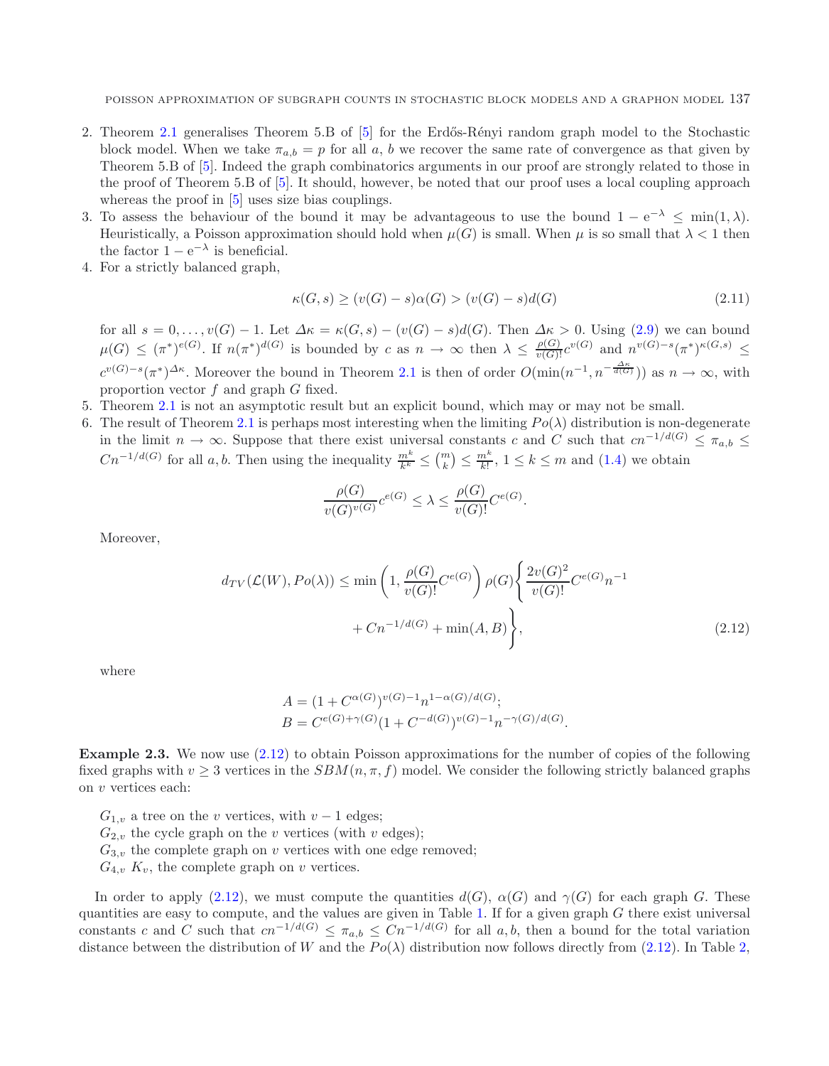2. Theorem 2.1 generalises Theorem 5.B of [5] for the Erdős-Rényi random graph model to the Stochastic block model. When we take $\pi_{a,b} = p$ for all $a$, $b$ we recover the same rate of convergence as that given by Theorem 5.B of [5]. Indeed the graph combinatorics arguments in our proof are strongly related to those in the proof of Theorem 5.B of [5]. It should, however, be noted that our proof uses a local coupling approach whereas the proof in [5] uses size bias couplings.
3. To assess the behaviour of the bound it may be advantageous to use the bound $1 - e^{-\lambda} \leq \min(1, \lambda)$. Heuristically, a Poisson approximation should hold when $\mu(G)$ is small. When $\mu$ is so small that $\lambda < 1$ then the factor $1 - e^{-\lambda}$ is beneficial.
4. For a strictly balanced graph,

$$\kappa(G, s) \geq (v(G) - s)\alpha(G) > (v(G) - s)d(G) \tag{2.11}$$

for all $s = 0, \ldots, v(G) - 1$. Let $\Delta\kappa = \kappa(G, s) - (v(G) - s)d(G)$. Then $\Delta\kappa > 0$. Using (2.9) we can bound $\mu(G) \leq (\pi^*)^{e(G)}$. If $n(\pi^*)^{d(G)}$ is bounded by $c$ as $n \to \infty$ then $\lambda \leq \frac{\rho(G)}{v(G)!}c^{v(G)}$ and $n^{v(G)-s}(\pi^*)^{\kappa(G,s)} \leq c^{v(G)-s}(\pi^*)^{\Delta\kappa}$. Moreover the bound in Theorem 2.1 is then of order $O(\min(n^{-1}, n^{-\frac{\Delta\kappa}{d(G)}}))$ as $n \to \infty$, with proportion vector $f$ and graph $G$ fixed.
5. Theorem 2.1 is not an asymptotic result but an explicit bound, which may or may not be small.
6. The result of Theorem 2.1 is perhaps most interesting when the limiting $Po(\lambda)$ distribution is non-degenerate in the limit $n \to \infty$. Suppose that there exist universal constants $c$ and $C$ such that $cn^{-1/d(G)} \leq \pi_{a,b} \leq Cn^{-1/d(G)}$ for all $a, b$. Then using the inequality $\frac{m^k}{k^k} \leq \binom{m}{k} \leq \frac{m^k}{k!}$, $1 \leq k \leq m$ and (1.4) we obtain

$$\frac{\rho(G)}{v(G)^{v(G)}}c^{e(G)} \leq \lambda \leq \frac{\rho(G)}{v(G)!}C^{e(G)}.$$

Moreover,

$$d_{TV}(\mathcal{L}(W), Po(\lambda)) \leq \min\left(1, \frac{\rho(G)}{v(G)!}C^{e(G)}\right)\rho(G)\Bigg\{\frac{2v(G)^2}{v(G)!}C^{e(G)}n^{-1} + Cn^{-1/d(G)} + \min(A, B)\Bigg\}, \tag{2.12}$$

where

$$A = (1 + C^{\alpha(G)})^{v(G)-1}n^{1-\alpha(G)/d(G)};$$
$$B = C^{e(G)+\gamma(G)}(1 + C^{-d(G)})^{v(G)-1}n^{-\gamma(G)/d(G)}.$$

**Example 2.3.** We now use (2.12) to obtain Poisson approximations for the number of copies of the following fixed graphs with $v \geq 3$ vertices in the $SBM(n, \pi, f)$ model. We consider the following strictly balanced graphs on $v$ vertices each:

$G_{1,v}$ a tree on the $v$ vertices, with $v - 1$ edges;
$G_{2,v}$ the cycle graph on the $v$ vertices (with $v$ edges);
$G_{3,v}$ the complete graph on $v$ vertices with one edge removed;
$G_{4,v}$ $K_v$, the complete graph on $v$ vertices.

In order to apply (2.12), we must compute the quantities $d(G)$, $\alpha(G)$ and $\gamma(G)$ for each graph $G$. These quantities are easy to compute, and the values are given in Table 1. If for a given graph $G$ there exist universal constants $c$ and $C$ such that $cn^{-1/d(G)} \leq \pi_{a,b} \leq Cn^{-1/d(G)}$ for all $a, b$, then a bound for the total variation distance between the distribution of $W$ and the $Po(\lambda)$ distribution now follows directly from (2.12). In Table 2,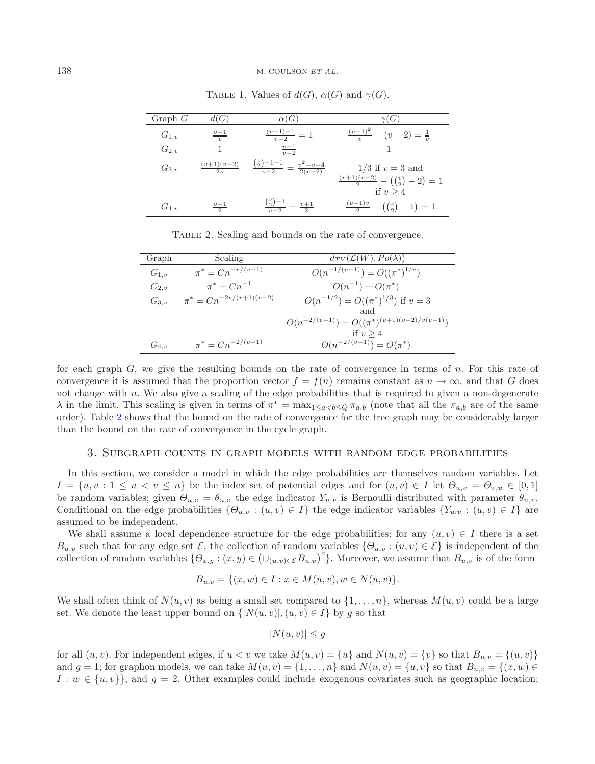TABLE 1. Values of $d(G)$, $\alpha(G)$ and $\gamma(G)$.

| Graph $G$ | $d(G)$ | $\alpha(G)$ | $\gamma(G)$ |
|---|---|---|---|
| $G_{1,v}$ | $\frac{v-1}{v}$ | $\frac{(v-1)-1}{v-2} = 1$ | $\frac{(v-1)^2}{v} - (v-2) = \frac{1}{v}$ |
| $G_{2,v}$ | $1$ | $\frac{v-1}{v-2}$ | $1$ |
| $G_{3,v}$ | $\frac{(v+1)(v-2)}{2v}$ | $\frac{\binom{v}{2}-1-1}{v-2} = \frac{v^2-v-4}{2(v-2)}$ | $1/3$ if $v=3$ and $\frac{(v+1)(v-2)}{2} - \left(\binom{v}{2}-2\right) = 1$ if $v \geq 4$ |
| $G_{4,v}$ | $\frac{v-1}{2}$ | $\frac{\binom{v}{2}-1}{v-2} = \frac{v+1}{2}$ | $\frac{(v-1)v}{2} - \left(\binom{v}{2}-1\right) = 1$ |

TABLE 2. Scaling and bounds on the rate of convergence.

| Graph | Scaling | $d_{TV}(\mathcal{L}(W), Po(\lambda))$ |
|---|---|---|
| $G_{1,v}$ | $\pi^* = Cn^{-v/(v-1)}$ | $O(n^{-1/(v-1)}) = O((\pi^*)^{1/v})$ |
| $G_{2,v}$ | $\pi^* = Cn^{-1}$ | $O(n^{-1}) = O(\pi^*)$ |
| $G_{3,v}$ | $\pi^* = Cn^{-2v/(v+1)(v-2)}$ | $O(n^{-1/2}) = O((\pi^*)^{1/3})$ if $v=3$ and $O(n^{-2/(v-1)}) = O((\pi^*)^{(v+1)(v-2)/v(v-1)})$ if $v \geq 4$ |
| $G_{4,v}$ | $\pi^* = Cn^{-2/(v-1)}$ | $O(n^{-2/(v-1)}) = O(\pi^*)$ |

for each graph $G$, we give the resulting bounds on the rate of convergence in terms of $n$. For this rate of convergence it is assumed that the proportion vector $f = f(n)$ remains constant as $n \to \infty$, and that $G$ does not change with $n$. We also give a scaling of the edge probabilities that is required to given a non-degenerate $\lambda$ in the limit. This scaling is given in terms of $\pi^* = \max_{1 \leq a < b \leq Q} \pi_{a,b}$ (note that all the $\pi_{a,b}$ are of the same order). Table 2 shows that the bound on the rate of convergence for the tree graph may be considerably larger than the bound on the rate of convergence in the cycle graph.

## 3. Subgraph counts in graph models with random edge probabilities

In this section, we consider a model in which the edge probabilities are themselves random variables. Let $I = \{u, v : 1 \leq u < v \leq n\}$ be the index set of potential edges and for $(u,v) \in I$ let $\Theta_{u,v} = \Theta_{v,u} \in [0,1]$ be random variables; given $\Theta_{u,v} = \theta_{u,v}$ the edge indicator $Y_{u,v}$ is Bernoulli distributed with parameter $\theta_{u,v}$. Conditional on the edge probabilities $\{\Theta_{u,v} : (u,v) \in I\}$ the edge indicator variables $\{Y_{u,v} : (u,v) \in I\}$ are assumed to be independent.

We shall assume a local dependence structure for the edge probabilities: for any $(u,v) \in I$ there is a set $B_{u,v}$ such that for any edge set $\mathcal{E}$, the collection of random variables $\{\Theta_{u,v} : (u,v) \in \mathcal{E}\}$ is independent of the collection of random variables $\{\Theta_{x,y} : (x,y) \in \left(\cup_{(u,v) \in \mathcal{E}} B_{u,v}\right)^c\}$. Moreover, we assume that $B_{u,v}$ is of the form

$$B_{u,v} = \{(x,w) \in I : x \in M(u,v), w \in N(u,v)\}.$$

We shall often think of $N(u,v)$ as being a small set compared to $\{1, \ldots, n\}$, whereas $M(u,v)$ could be a large set. We denote the least upper bound on $\{|N(u,v)|, (u,v) \in I\}$ by $g$ so that

$$|N(u,v)| \leq g$$

for all $(u,v)$. For independent edges, if $u < v$ we take $M(u,v) = \{u\}$ and $N(u,v) = \{v\}$ so that $B_{u,v} = \{(u,v)\}$ and $g = 1$; for graphon models, we can take $M(u,v) = \{1, \ldots, n\}$ and $N(u,v) = \{u,v\}$ so that $B_{u,v} = \{(x,w) \in I : w \in \{u,v\}\}$, and $g = 2$. Other examples could include exogenous covariates such as geographic location;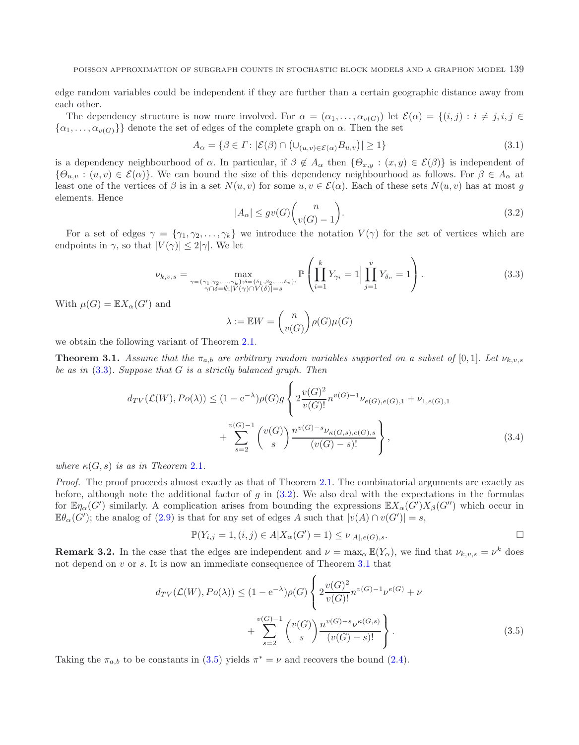edge random variables could be independent if they are further than a certain geographic distance away from each other.

The dependency structure is now more involved. For $\alpha = (\alpha_1, \ldots, \alpha_{v(G)})$ let $\mathcal{E}(\alpha) = \{(i,j) : i \neq j, i,j \in \{\alpha_1, \ldots, \alpha_{v(G)}\}\}$ denote the set of edges of the complete graph on $\alpha$. Then the set

$$A_\alpha = \{\beta \in \Gamma\colon |\mathcal{E}(\beta) \cap \left(\cup_{(u,v)\in\mathcal{E}(\alpha)} B_{u,v}\right)| \geq 1\} \tag{3.1}$$

is a dependency neighbourhood of $\alpha$. In particular, if $\beta \notin A_\alpha$ then $\{\Theta_{x,y} : (x,y) \in \mathcal{E}(\beta)\}$ is independent of $\{\Theta_{u,v} : (u,v) \in \mathcal{E}(\alpha)\}$. We can bound the size of this dependency neighbourhood as follows. For $\beta \in A_\alpha$ at least one of the vertices of $\beta$ is in a set $N(u,v)$ for some $u, v \in \mathcal{E}(\alpha)$. Each of these sets $N(u,v)$ has at most $g$ elements. Hence

$$|A_\alpha| \leq g v(G) \binom{n}{v(G)-1}. \tag{3.2}$$

For a set of edges $\gamma = \{\gamma_1, \gamma_2, \ldots, \gamma_k\}$ we introduce the notation $V(\gamma)$ for the set of vertices which are endpoints in $\gamma$, so that $|V(\gamma)| \leq 2|\gamma|$. We let

$$\nu_{k,v,s} = \max_{\substack{\gamma=\{\gamma_1,\gamma_2,\ldots,\gamma_k\};\delta=\{\delta_1,\beta_2,\ldots,\delta_v\}: \\ \gamma\cap\delta=\emptyset; |V(\gamma)\cap V(\delta)|=s}} \mathbb{P}\left(\prod_{i=1}^{k} Y_{\gamma_i} = 1 \Big| \prod_{j=1}^{v} Y_{\delta_v} = 1\right). \tag{3.3}$$

With $\mu(G) = \mathbb{E}X_\alpha(G')$ and

$$\lambda := \mathbb{E}W = \binom{n}{v(G)} \rho(G)\mu(G)$$

we obtain the following variant of Theorem 2.1.

**Theorem 3.1.** *Assume that the $\pi_{a,b}$ are arbitrary random variables supported on a subset of $[0,1]$. Let $\nu_{k,v,s}$ be as in (3.3). Suppose that $G$ is a strictly balanced graph. Then*

$$d_{TV}(\mathcal{L}(W), Po(\lambda)) \leq (1 - \mathrm{e}^{-\lambda})\rho(G) g \left\{ 2\frac{v(G)^2}{v(G)!} n^{v(G)-1} \nu_{e(G),e(G),1} + \nu_{1,e(G),1} + \sum_{s=2}^{v(G)-1} \binom{v(G)}{s} \frac{n^{v(G)-s} \nu_{\kappa(G,s),e(G),s}}{(v(G)-s)!} \right\}, \tag{3.4}$$

*where $\kappa(G,s)$ is as in Theorem 2.1.*

*Proof.* The proof proceeds almost exactly as that of Theorem 2.1. The combinatorial arguments are exactly as before, although note the additional factor of $g$ in (3.2). We also deal with the expectations in the formulas for $\mathbb{E}\eta_\alpha(G')$ similarly. A complication arises from bounding the expressions $\mathbb{E}X_\alpha(G')X_\beta(G'')$ which occur in $\mathbb{E}\theta_\alpha(G')$; the analog of (2.9) is that for any set of edges $A$ such that $|v(A) \cap v(G')| = s$,

$$\mathbb{P}(Y_{i,j} = 1, (i,j) \in A | X_\alpha(G') = 1) \leq \nu_{|A|,e(G),s}.$$

□

**Remark 3.2.** In the case that the edges are independent and $\nu = \max_\alpha \mathbb{E}(Y_\alpha)$, we find that $\nu_{k,v,s} = \nu^k$ does not depend on $v$ or $s$. It is now an immediate consequence of Theorem 3.1 that

$$d_{TV}(\mathcal{L}(W), Po(\lambda)) \leq (1 - \mathrm{e}^{-\lambda})\rho(G) \left\{ 2\frac{v(G)^2}{v(G)!} n^{v(G)-1} \nu^{e(G)} + \nu + \sum_{s=2}^{v(G)-1} \binom{v(G)}{s} \frac{n^{v(G)-s} \nu^{\kappa(G,s)}}{(v(G)-s)!} \right\}. \tag{3.5}$$

Taking the $\pi_{a,b}$ to be constants in (3.5) yields $\pi^* = \nu$ and recovers the bound (2.4).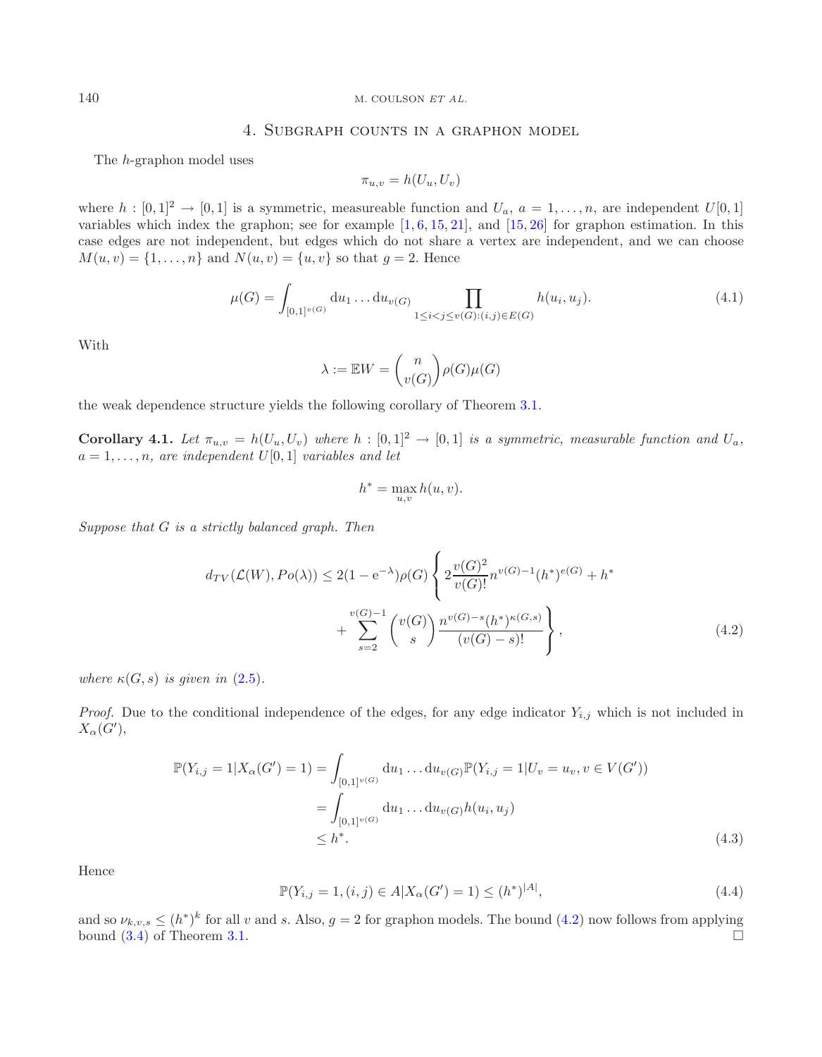## 4. Subgraph counts in a graphon model

The $h$-graphon model uses

$$\pi_{u,v} = h(U_u, U_v)$$

where $h : [0,1]^2 \to [0,1]$ is a symmetric, measureable function and $U_a$, $a = 1, \ldots, n$, are independent $U[0,1]$ variables which index the graphon; see for example [1, 6, 15, 21], and [15, 26] for graphon estimation. In this case edges are not independent, but edges which do not share a vertex are independent, and we can choose $M(u,v) = \{1, \ldots, n\}$ and $N(u,v) = \{u, v\}$ so that $g = 2$. Hence

$$\mu(G) = \int_{[0,1]^{v(G)}} \mathrm{d}u_1 \ldots \mathrm{d}u_{v(G)} \prod_{1 \le i < j \le v(G) : (i,j) \in E(G)} h(u_i, u_j). \tag{4.1}$$

With

$$\lambda := \mathbb{E}W = \binom{n}{v(G)} \rho(G) \mu(G)$$

the weak dependence structure yields the following corollary of Theorem 3.1.

**Corollary 4.1.** *Let $\pi_{u,v} = h(U_u, U_v)$ where $h : [0,1]^2 \to [0,1]$ is a symmetric, measurable function and $U_a$, $a = 1, \ldots, n$, are independent $U[0,1]$ variables and let*

$$h^* = \max_{u,v} h(u,v).$$

*Suppose that $G$ is a strictly balanced graph. Then*

$$d_{TV}(\mathcal{L}(W), Po(\lambda)) \le 2(1 - \mathrm{e}^{-\lambda}) \rho(G) \left\{ 2 \frac{v(G)^2}{v(G)!} n^{v(G)-1} (h^*)^{e(G)} + h^* + \sum_{s=2}^{v(G)-1} \binom{v(G)}{s} \frac{n^{v(G)-s} (h^*)^{\kappa(G,s)}}{(v(G)-s)!} \right\}, \tag{4.2}$$

*where $\kappa(G,s)$ is given in (2.5).*

*Proof.* Due to the conditional independence of the edges, for any edge indicator $Y_{i,j}$ which is not included in $X_\alpha(G')$,

$$\begin{aligned}
\mathbb{P}(Y_{i,j} = 1 | X_\alpha(G') = 1) &= \int_{[0,1]^{v(G)}} \mathrm{d}u_1 \ldots \mathrm{d}u_{v(G)} \mathbb{P}(Y_{i,j} = 1 | U_v = u_v, v \in V(G')) \\
&= \int_{[0,1]^{v(G)}} \mathrm{d}u_1 \ldots \mathrm{d}u_{v(G)} h(u_i, u_j) \\
&\le h^*.
\end{aligned} \tag{4.3}$$

Hence

$$\mathbb{P}(Y_{i,j} = 1, (i,j) \in A | X_\alpha(G') = 1) \le (h^*)^{|A|}, \tag{4.4}$$

and so $\nu_{k,v,s} \le (h^*)^k$ for all $v$ and $s$. Also, $g = 2$ for graphon models. The bound (4.2) now follows from applying bound (3.4) of Theorem 3.1. □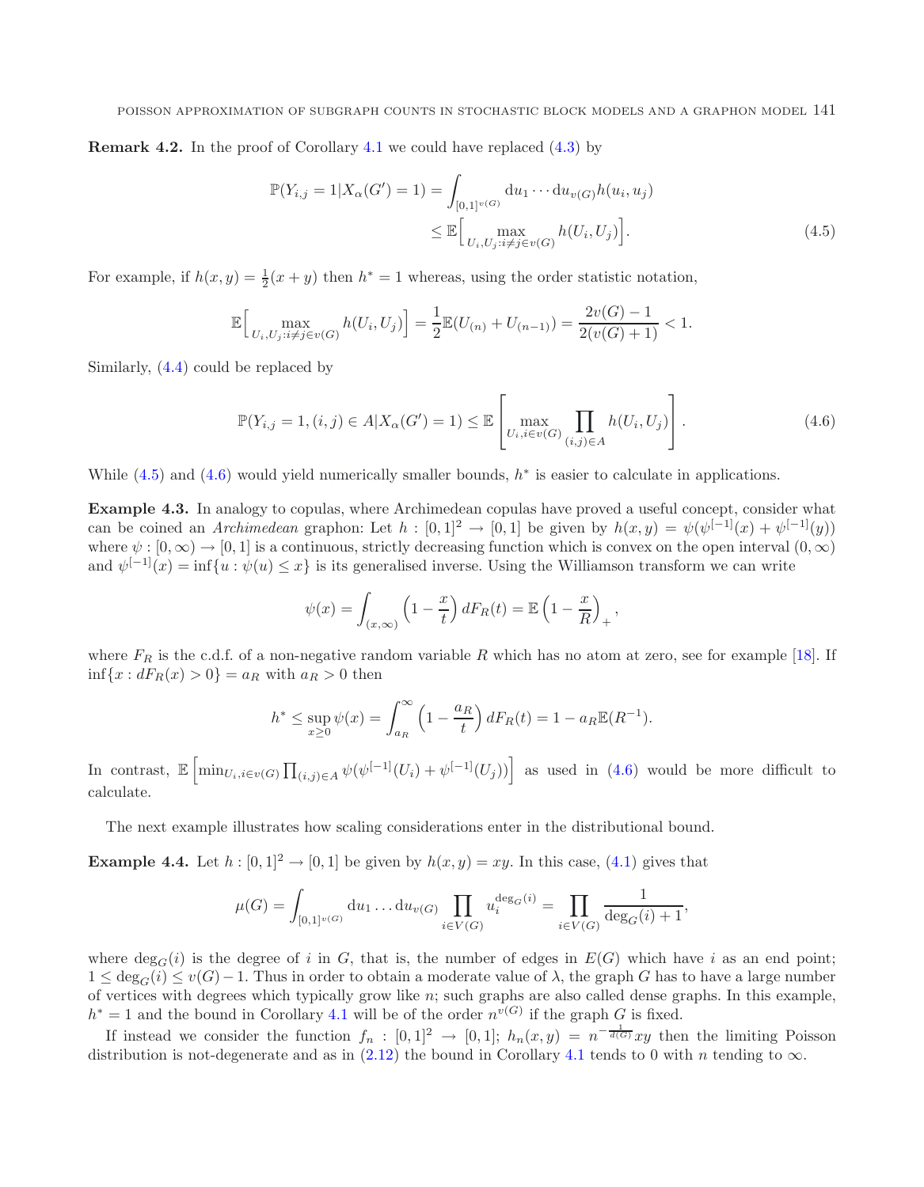**Remark 4.2.** In the proof of Corollary 4.1 we could have replaced (4.3) by

$$\begin{aligned}\mathbb{P}(Y_{i,j} = 1 | X_\alpha(G') = 1) &= \int_{[0,1]^{v(G)}} \mathrm{d}u_1 \cdots \mathrm{d}u_{v(G)} h(u_i, u_j) \\ &\le \mathbb{E}\Big[ \max_{U_i, U_j : i \neq j \in v(G)} h(U_i, U_j) \Big]. \end{aligned} \tag{4.5}$$

For example, if $h(x, y) = \frac{1}{2}(x + y)$ then $h^* = 1$ whereas, using the order statistic notation,

$$\mathbb{E}\Big[ \max_{U_i, U_j : i \neq j \in v(G)} h(U_i, U_j) \Big] = \frac{1}{2} \mathbb{E}(U_{(n)} + U_{(n-1)}) = \frac{2v(G) - 1}{2(v(G) + 1)} < 1.$$

Similarly, (4.4) could be replaced by

$$\mathbb{P}(Y_{i,j} = 1, (i,j) \in A | X_\alpha(G') = 1) \le \mathbb{E}\left[ \max_{U_i, i \in v(G)} \prod_{(i,j) \in A} h(U_i, U_j) \right]. \tag{4.6}$$

While (4.5) and (4.6) would yield numerically smaller bounds, $h^*$ is easier to calculate in applications.

**Example 4.3.** In analogy to copulas, where Archimedean copulas have proved a useful concept, consider what can be coined an *Archimedean* graphon: Let $h : [0,1]^2 \to [0,1]$ be given by $h(x, y) = \psi(\psi^{[-1]}(x) + \psi^{[-1]}(y))$ where $\psi : [0, \infty) \to [0, 1]$ is a continuous, strictly decreasing function which is convex on the open interval $(0, \infty)$ and $\psi^{[-1]}(x) = \inf\{u : \psi(u) \le x\}$ is its generalised inverse. Using the Williamson transform we can write

$$\psi(x) = \int_{(x,\infty)} \left(1 - \frac{x}{t}\right) dF_R(t) = \mathbb{E}\left(1 - \frac{x}{R}\right)_+,$$

where $F_R$ is the c.d.f. of a non-negative random variable $R$ which has no atom at zero, see for example [18]. If $\inf\{x : dF_R(x) > 0\} = a_R$ with $a_R > 0$ then

$$h^* \le \sup_{x \ge 0} \psi(x) = \int_{a_R}^{\infty} \left(1 - \frac{a_R}{t}\right) dF_R(t) = 1 - a_R \mathbb{E}(R^{-1}).$$

In contrast, $\mathbb{E}\left[ \min_{U_i, i \in v(G)} \prod_{(i,j) \in A} \psi(\psi^{[-1]}(U_i) + \psi^{[-1]}(U_j)) \right]$ as used in (4.6) would be more difficult to calculate.

The next example illustrates how scaling considerations enter in the distributional bound.

**Example 4.4.** Let $h : [0,1]^2 \to [0,1]$ be given by $h(x, y) = xy$. In this case, (4.1) gives that

$$\mu(G) = \int_{[0,1]^{v(G)}} \mathrm{d}u_1 \ldots \mathrm{d}u_{v(G)} \prod_{i \in V(G)} u_i^{\deg_G(i)} = \prod_{i \in V(G)} \frac{1}{\deg_G(i) + 1},$$

where $\deg_G(i)$ is the degree of $i$ in $G$, that is, the number of edges in $E(G)$ which have $i$ as an end point; $1 \le \deg_G(i) \le v(G) - 1$. Thus in order to obtain a moderate value of $\lambda$, the graph $G$ has to have a large number of vertices with degrees which typically grow like $n$; such graphs are also called dense graphs. In this example, $h^* = 1$ and the bound in Corollary 4.1 will be of the order $n^{v(G)}$ if the graph $G$ is fixed.

If instead we consider the function $f_n : [0,1]^2 \to [0,1]$; $h_n(x, y) = n^{-\frac{1}{d(G)}} xy$ then the limiting Poisson distribution is not-degenerate and as in (2.12) the bound in Corollary 4.1 tends to 0 with $n$ tending to $\infty$.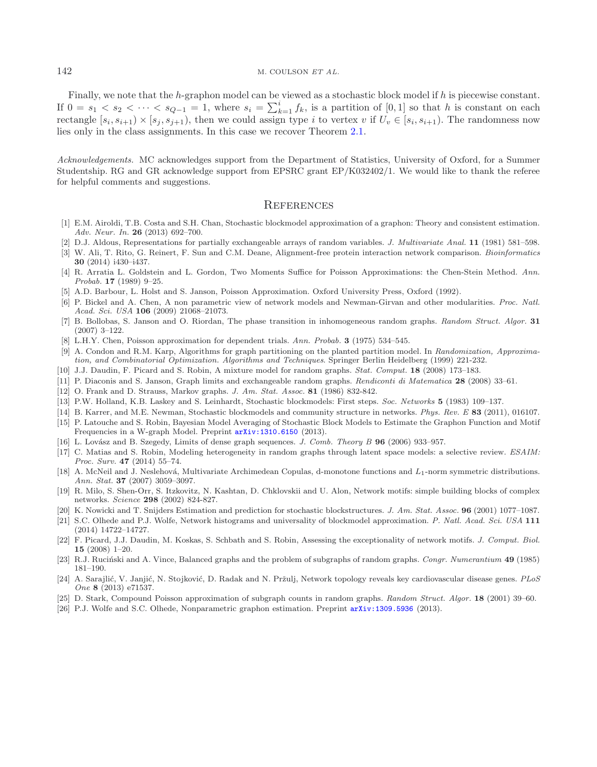Finally, we note that the $h$-graphon model can be viewed as a stochastic block model if $h$ is piecewise constant. If $0 = s_1 < s_2 < \cdots < s_{Q-1} = 1$, where $s_i = \sum_{k=1}^{i} f_k$, is a partition of $[0,1]$ so that $h$ is constant on each rectangle $[s_i, s_{i+1}) \times [s_j, s_{j+1})$, then we could assign type $i$ to vertex $v$ if $U_v \in [s_i, s_{i+1})$. The randomness now lies only in the class assignments. In this case we recover Theorem 2.1.

*Acknowledgements*. MC acknowledges support from the Department of Statistics, University of Oxford, for a Summer Studentship. RG and GR acknowledge support from EPSRC grant EP/K032402/1. We would like to thank the referee for helpful comments and suggestions.

## References

[1] E.M. Airoldi, T.B. Costa and S.H. Chan, Stochastic blockmodel approximation of a graphon: Theory and consistent estimation. *Adv. Neur. In.* **26** (2013) 692–700.

[2] D.J. Aldous, Representations for partially exchangeable arrays of random variables. *J. Multivariate Anal.* **11** (1981) 581–598.

[3] W. Ali, T. Rito, G. Reinert, F. Sun and C.M. Deane, Alignment-free protein interaction network comparison. *Bioinformatics* **30** (2014) i430–i437.

[4] R. Arratia L. Goldstein and L. Gordon, Two Moments Suffice for Poisson Approximations: the Chen-Stein Method. *Ann. Probab.* **17** (1989) 9–25.

[5] A.D. Barbour, L. Holst and S. Janson, Poisson Approximation. Oxford University Press, Oxford (1992).

[6] P. Bickel and A. Chen, A non parametric view of network models and Newman-Girvan and other modularities. *Proc. Natl. Acad. Sci. USA* **106** (2009) 21068–21073.

[7] B. Bollobas, S. Janson and O. Riordan, The phase transition in inhomogeneous random graphs. *Random Struct. Algor.* **31** (2007) 3–122.

[8] L.H.Y. Chen, Poisson approximation for dependent trials. *Ann. Probab.* **3** (1975) 534–545.

[9] A. Condon and R.M. Karp, Algorithms for graph partitioning on the planted partition model. In *Randomization, Approximation, and Combinatorial Optimization. Algorithms and Techniques*. Springer Berlin Heidelberg (1999) 221-232.

[10] J.J. Daudin, F. Picard and S. Robin, A mixture model for random graphs. *Stat. Comput.* **18** (2008) 173–183.

[11] P. Diaconis and S. Janson, Graph limits and exchangeable random graphs. *Rendiconti di Matematica* **28** (2008) 33–61.

[12] O. Frank and D. Strauss, Markov graphs. *J. Am. Stat. Assoc.* **81** (1986) 832-842.

[13] P.W. Holland, K.B. Laskey and S. Leinhardt, Stochastic blockmodels: First steps. *Soc. Networks* **5** (1983) 109–137.

[14] B. Karrer, and M.E. Newman, Stochastic blockmodels and community structure in networks. *Phys. Rev. E* **83** (2011), 016107.

[15] P. Latouche and S. Robin, Bayesian Model Averaging of Stochastic Block Models to Estimate the Graphon Function and Motif Frequencies in a W-graph Model. Preprint arXiv:1310.6150 (2013).

[16] L. Lovász and B. Szegedy, Limits of dense graph sequences. *J. Comb. Theory B* **96** (2006) 933–957.

[17] C. Matias and S. Robin, Modeling heterogeneity in random graphs through latent space models: a selective review. *ESAIM: Proc. Surv.* **47** (2014) 55–74.

[18] A. McNeil and J. Neslehová, Multivariate Archimedean Copulas, d-monotone functions and $L_1$-norm symmetric distributions. *Ann. Stat.* **37** (2007) 3059–3097.

[19] R. Milo, S. Shen-Orr, S. Itzkovitz, N. Kashtan, D. Chklovskii and U. Alon, Network motifs: simple building blocks of complex networks. *Science* **298** (2002) 824-827.

[20] K. Nowicki and T. Snijders Estimation and prediction for stochastic blockstructures. *J. Am. Stat. Assoc.* **96** (2001) 1077–1087.

[21] S.C. Olhede and P.J. Wolfe, Network histograms and universality of blockmodel approximation. *P. Natl. Acad. Sci. USA* **111** (2014) 14722–14727.

[22] F. Picard, J.J. Daudin, M. Koskas, S. Schbath and S. Robin, Assessing the exceptionality of network motifs. *J. Comput. Biol.* **15** (2008) 1–20.

[23] R.J. Ruciński and A. Vince, Balanced graphs and the problem of subgraphs of random graphs. *Congr. Numerantium* **49** (1985) 181–190.

[24] A. Sarajlić, V. Janjić, N. Stojković, D. Radak and N. Pržulj, Network topology reveals key cardiovascular disease genes. *PLoS One* **8** (2013) e71537.

[25] D. Stark, Compound Poisson approximation of subgraph counts in random graphs. *Random Struct. Algor.* **18** (2001) 39–60.

[26] P.J. Wolfe and S.C. Olhede, Nonparametric graphon estimation. Preprint arXiv:1309.5936 (2013).